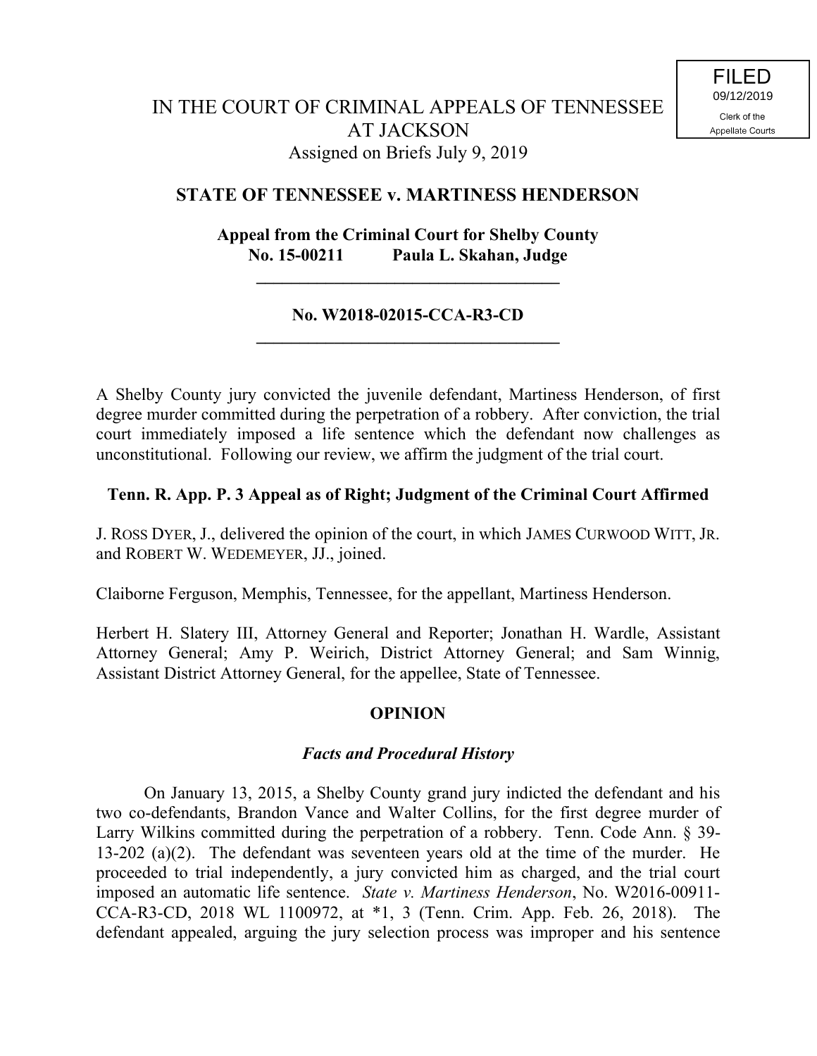FILED
09/12/2019
Clerk of the
Appellate Courts

# IN THE COURT OF CRIMINAL APPEALS OF TENNESSEE AT JACKSON

Assigned on Briefs July 9, 2019

## STATE OF TENNESSEE v. MARTINESS HENDERSON

**Appeal from the Criminal Court for Shelby County**
**No. 15-00211 Paula L. Skahan, Judge**

---

**No. W2018-02015-CCA-R3-CD**

---

A Shelby County jury convicted the juvenile defendant, Martiness Henderson, of first degree murder committed during the perpetration of a robbery. After conviction, the trial court immediately imposed a life sentence which the defendant now challenges as unconstitutional. Following our review, we affirm the judgment of the trial court.

**Tenn. R. App. P. 3 Appeal as of Right; Judgment of the Criminal Court Affirmed**

J. ROSS DYER, J., delivered the opinion of the court, in which JAMES CURWOOD WITT, JR. and ROBERT W. WEDEMEYER, JJ., joined.

Claiborne Ferguson, Memphis, Tennessee, for the appellant, Martiness Henderson.

Herbert H. Slatery III, Attorney General and Reporter; Jonathan H. Wardle, Assistant Attorney General; Amy P. Weirich, District Attorney General; and Sam Winnig, Assistant District Attorney General, for the appellee, State of Tennessee.

## OPINION

### *Facts and Procedural History*

On January 13, 2015, a Shelby County grand jury indicted the defendant and his two co-defendants, Brandon Vance and Walter Collins, for the first degree murder of Larry Wilkins committed during the perpetration of a robbery. Tenn. Code Ann. § 39-13-202 (a)(2). The defendant was seventeen years old at the time of the murder. He proceeded to trial independently, a jury convicted him as charged, and the trial court imposed an automatic life sentence. *State v. Martiness Henderson*, No. W2016-00911-CCA-R3-CD, 2018 WL 1100972, at *1, 3 (Tenn. Crim. App. Feb. 26, 2018). The defendant appealed, arguing the jury selection process was improper and his sentence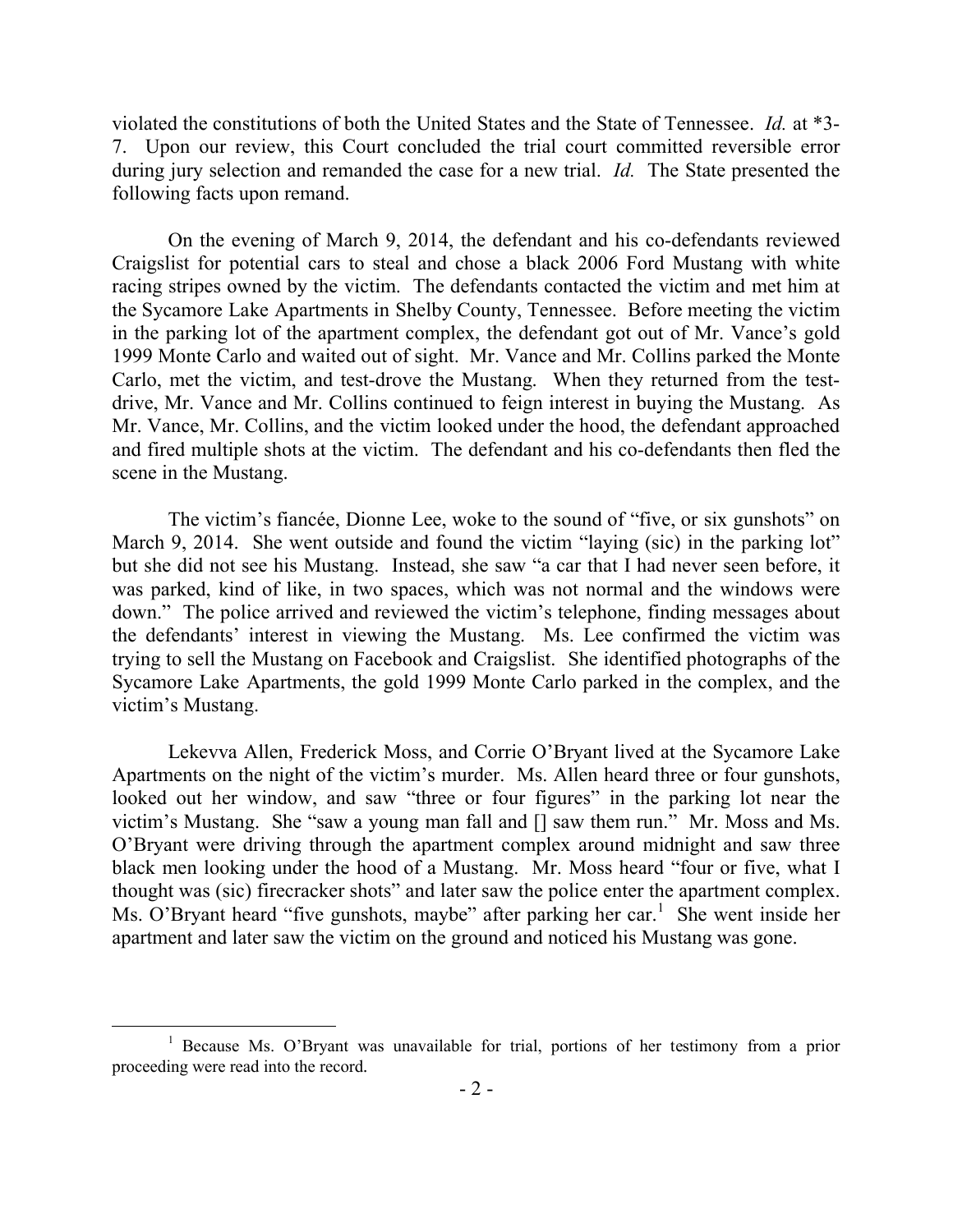violated the constitutions of both the United States and the State of Tennessee. *Id.* at *3-7. Upon our review, this Court concluded the trial court committed reversible error during jury selection and remanded the case for a new trial. *Id.* The State presented the following facts upon remand.

On the evening of March 9, 2014, the defendant and his co-defendants reviewed Craigslist for potential cars to steal and chose a black 2006 Ford Mustang with white racing stripes owned by the victim. The defendants contacted the victim and met him at the Sycamore Lake Apartments in Shelby County, Tennessee. Before meeting the victim in the parking lot of the apartment complex, the defendant got out of Mr. Vance's gold 1999 Monte Carlo and waited out of sight. Mr. Vance and Mr. Collins parked the Monte Carlo, met the victim, and test-drove the Mustang. When they returned from the test-drive, Mr. Vance and Mr. Collins continued to feign interest in buying the Mustang. As Mr. Vance, Mr. Collins, and the victim looked under the hood, the defendant approached and fired multiple shots at the victim. The defendant and his co-defendants then fled the scene in the Mustang.

The victim's fiancée, Dionne Lee, woke to the sound of "five, or six gunshots" on March 9, 2014. She went outside and found the victim "laying (sic) in the parking lot" but she did not see his Mustang. Instead, she saw "a car that I had never seen before, it was parked, kind of like, in two spaces, which was not normal and the windows were down." The police arrived and reviewed the victim's telephone, finding messages about the defendants' interest in viewing the Mustang. Ms. Lee confirmed the victim was trying to sell the Mustang on Facebook and Craigslist. She identified photographs of the Sycamore Lake Apartments, the gold 1999 Monte Carlo parked in the complex, and the victim's Mustang.

Lekevva Allen, Frederick Moss, and Corrie O'Bryant lived at the Sycamore Lake Apartments on the night of the victim's murder. Ms. Allen heard three or four gunshots, looked out her window, and saw "three or four figures" in the parking lot near the victim's Mustang. She "saw a young man fall and [] saw them run." Mr. Moss and Ms. O'Bryant were driving through the apartment complex around midnight and saw three black men looking under the hood of a Mustang. Mr. Moss heard "four or five, what I thought was (sic) firecracker shots" and later saw the police enter the apartment complex. Ms. O'Bryant heard "five gunshots, maybe" after parking her car.[1] She went inside her apartment and later saw the victim on the ground and noticed his Mustang was gone.

[1] Because Ms. O'Bryant was unavailable for trial, portions of her testimony from a prior proceeding were read into the record.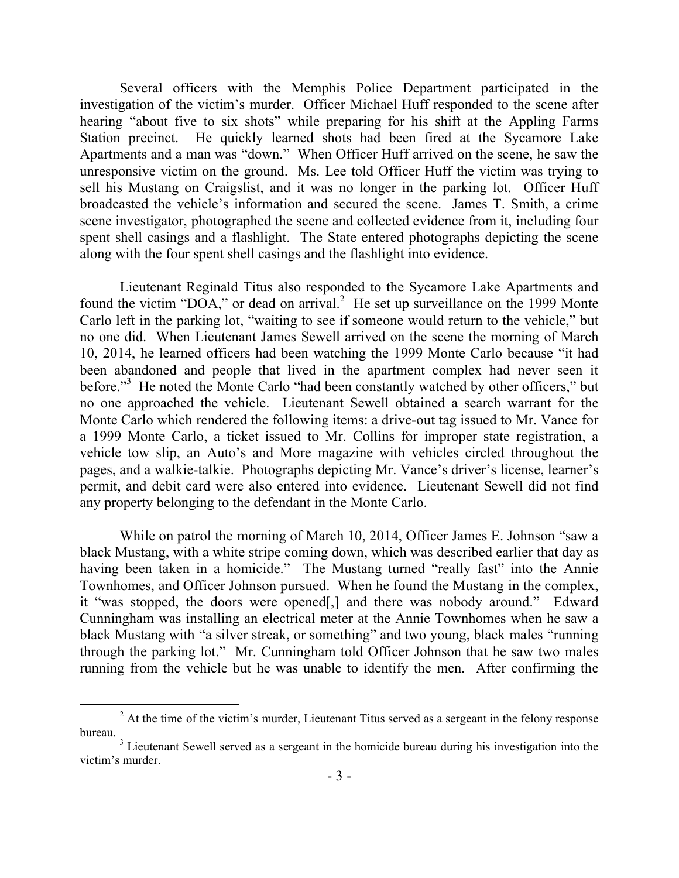Several officers with the Memphis Police Department participated in the investigation of the victim's murder. Officer Michael Huff responded to the scene after hearing "about five to six shots" while preparing for his shift at the Appling Farms Station precinct. He quickly learned shots had been fired at the Sycamore Lake Apartments and a man was "down." When Officer Huff arrived on the scene, he saw the unresponsive victim on the ground. Ms. Lee told Officer Huff the victim was trying to sell his Mustang on Craigslist, and it was no longer in the parking lot. Officer Huff broadcasted the vehicle's information and secured the scene. James T. Smith, a crime scene investigator, photographed the scene and collected evidence from it, including four spent shell casings and a flashlight. The State entered photographs depicting the scene along with the four spent shell casings and the flashlight into evidence.

Lieutenant Reginald Titus also responded to the Sycamore Lake Apartments and found the victim "DOA," or dead on arrival.[2] He set up surveillance on the 1999 Monte Carlo left in the parking lot, "waiting to see if someone would return to the vehicle," but no one did. When Lieutenant James Sewell arrived on the scene the morning of March 10, 2014, he learned officers had been watching the 1999 Monte Carlo because "it had been abandoned and people that lived in the apartment complex had never seen it before."[3] He noted the Monte Carlo "had been constantly watched by other officers," but no one approached the vehicle. Lieutenant Sewell obtained a search warrant for the Monte Carlo which rendered the following items: a drive-out tag issued to Mr. Vance for a 1999 Monte Carlo, a ticket issued to Mr. Collins for improper state registration, a vehicle tow slip, an Auto's and More magazine with vehicles circled throughout the pages, and a walkie-talkie. Photographs depicting Mr. Vance's driver's license, learner's permit, and debit card were also entered into evidence. Lieutenant Sewell did not find any property belonging to the defendant in the Monte Carlo.

While on patrol the morning of March 10, 2014, Officer James E. Johnson "saw a black Mustang, with a white stripe coming down, which was described earlier that day as having been taken in a homicide." The Mustang turned "really fast" into the Annie Townhomes, and Officer Johnson pursued. When he found the Mustang in the complex, it "was stopped, the doors were opened[,] and there was nobody around." Edward Cunningham was installing an electrical meter at the Annie Townhomes when he saw a black Mustang with "a silver streak, or something" and two young, black males "running through the parking lot." Mr. Cunningham told Officer Johnson that he saw two males running from the vehicle but he was unable to identify the men. After confirming the

---

[2] At the time of the victim's murder, Lieutenant Titus served as a sergeant in the felony response bureau.

[3] Lieutenant Sewell served as a sergeant in the homicide bureau during his investigation into the victim's murder.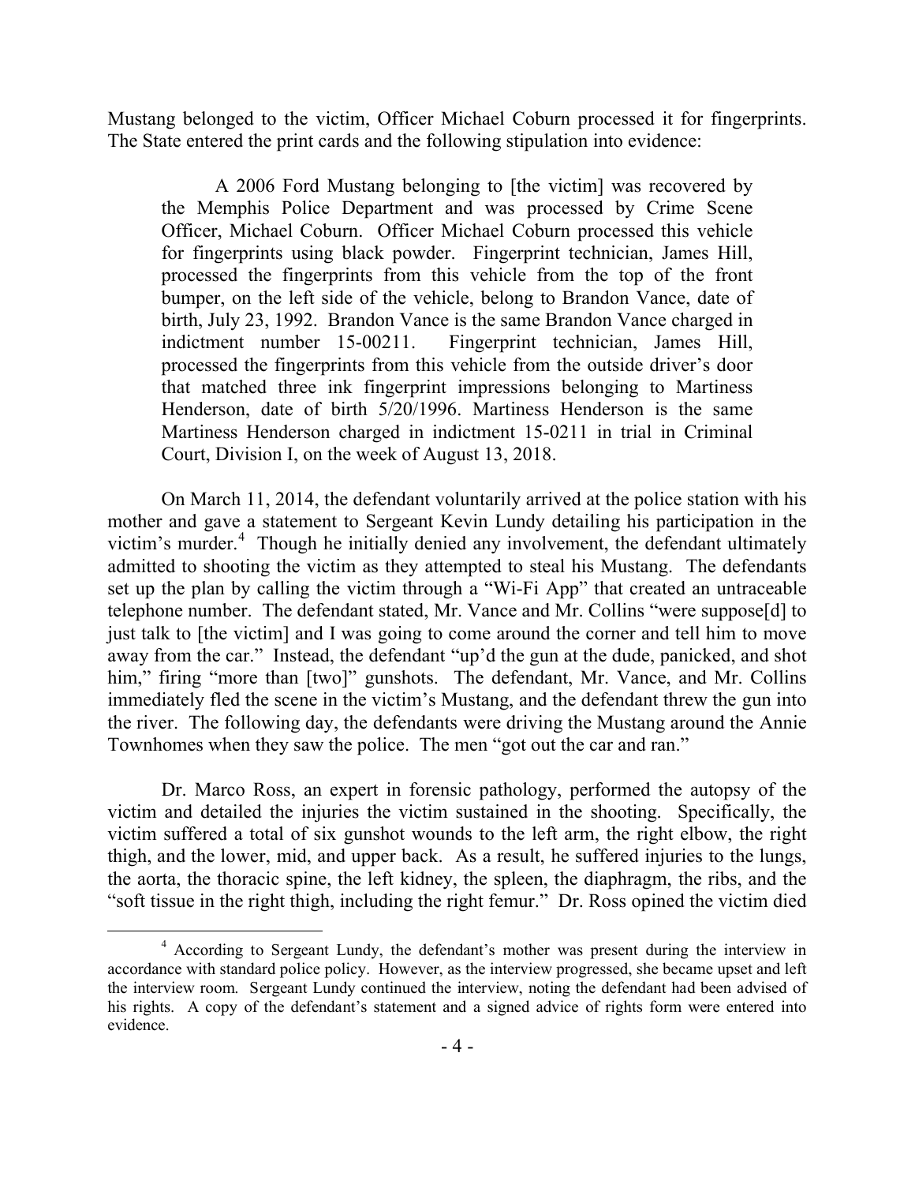Mustang belonged to the victim, Officer Michael Coburn processed it for fingerprints. The State entered the print cards and the following stipulation into evidence:

> A 2006 Ford Mustang belonging to [the victim] was recovered by the Memphis Police Department and was processed by Crime Scene Officer, Michael Coburn. Officer Michael Coburn processed this vehicle for fingerprints using black powder. Fingerprint technician, James Hill, processed the fingerprints from this vehicle from the top of the front bumper, on the left side of the vehicle, belong to Brandon Vance, date of birth, July 23, 1992. Brandon Vance is the same Brandon Vance charged in indictment number 15-00211. Fingerprint technician, James Hill, processed the fingerprints from this vehicle from the outside driver's door that matched three ink fingerprint impressions belonging to Martiness Henderson, date of birth 5/20/1996. Martiness Henderson is the same Martiness Henderson charged in indictment 15-0211 in trial in Criminal Court, Division I, on the week of August 13, 2018.

On March 11, 2014, the defendant voluntarily arrived at the police station with his mother and gave a statement to Sergeant Kevin Lundy detailing his participation in the victim's murder.[4] Though he initially denied any involvement, the defendant ultimately admitted to shooting the victim as they attempted to steal his Mustang. The defendants set up the plan by calling the victim through a "Wi-Fi App" that created an untraceable telephone number. The defendant stated, Mr. Vance and Mr. Collins "were suppose[d] to just talk to [the victim] and I was going to come around the corner and tell him to move away from the car." Instead, the defendant "up'd the gun at the dude, panicked, and shot him," firing "more than [two]" gunshots. The defendant, Mr. Vance, and Mr. Collins immediately fled the scene in the victim's Mustang, and the defendant threw the gun into the river. The following day, the defendants were driving the Mustang around the Annie Townhomes when they saw the police. The men "got out the car and ran."

Dr. Marco Ross, an expert in forensic pathology, performed the autopsy of the victim and detailed the injuries the victim sustained in the shooting. Specifically, the victim suffered a total of six gunshot wounds to the left arm, the right elbow, the right thigh, and the lower, mid, and upper back. As a result, he suffered injuries to the lungs, the aorta, the thoracic spine, the left kidney, the spleen, the diaphragm, the ribs, and the "soft tissue in the right thigh, including the right femur." Dr. Ross opined the victim died

---

[4] According to Sergeant Lundy, the defendant's mother was present during the interview in accordance with standard police policy. However, as the interview progressed, she became upset and left the interview room. Sergeant Lundy continued the interview, noting the defendant had been advised of his rights. A copy of the defendant's statement and a signed advice of rights form were entered into evidence.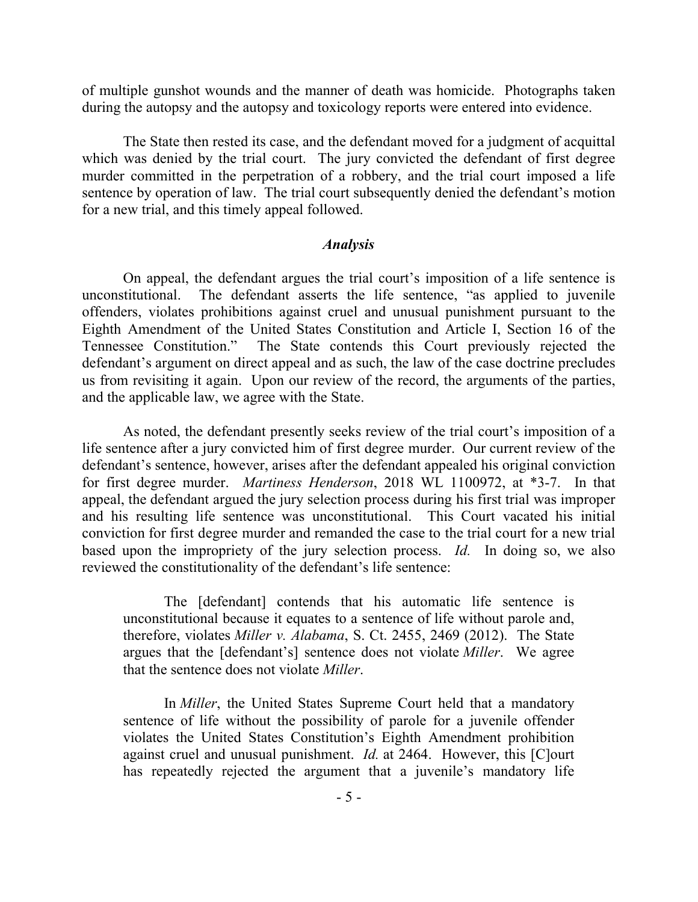of multiple gunshot wounds and the manner of death was homicide. Photographs taken during the autopsy and the autopsy and toxicology reports were entered into evidence.

The State then rested its case, and the defendant moved for a judgment of acquittal which was denied by the trial court. The jury convicted the defendant of first degree murder committed in the perpetration of a robbery, and the trial court imposed a life sentence by operation of law. The trial court subsequently denied the defendant's motion for a new trial, and this timely appeal followed.

## *Analysis*

On appeal, the defendant argues the trial court's imposition of a life sentence is unconstitutional. The defendant asserts the life sentence, "as applied to juvenile offenders, violates prohibitions against cruel and unusual punishment pursuant to the Eighth Amendment of the United States Constitution and Article I, Section 16 of the Tennessee Constitution." The State contends this Court previously rejected the defendant's argument on direct appeal and as such, the law of the case doctrine precludes us from revisiting it again. Upon our review of the record, the arguments of the parties, and the applicable law, we agree with the State.

As noted, the defendant presently seeks review of the trial court's imposition of a life sentence after a jury convicted him of first degree murder. Our current review of the defendant's sentence, however, arises after the defendant appealed his original conviction for first degree murder. *Martiness Henderson*, 2018 WL 1100972, at *3-7. In that appeal, the defendant argued the jury selection process during his first trial was improper and his resulting life sentence was unconstitutional. This Court vacated his initial conviction for first degree murder and remanded the case to the trial court for a new trial based upon the impropriety of the jury selection process. *Id.* In doing so, we also reviewed the constitutionality of the defendant's life sentence:

> The [defendant] contends that his automatic life sentence is unconstitutional because it equates to a sentence of life without parole and, therefore, violates *Miller v. Alabama*, S. Ct. 2455, 2469 (2012). The State argues that the [defendant's] sentence does not violate *Miller*. We agree that the sentence does not violate *Miller*.
>
> In *Miller*, the United States Supreme Court held that a mandatory sentence of life without the possibility of parole for a juvenile offender violates the United States Constitution's Eighth Amendment prohibition against cruel and unusual punishment. *Id.* at 2464. However, this [C]ourt has repeatedly rejected the argument that a juvenile's mandatory life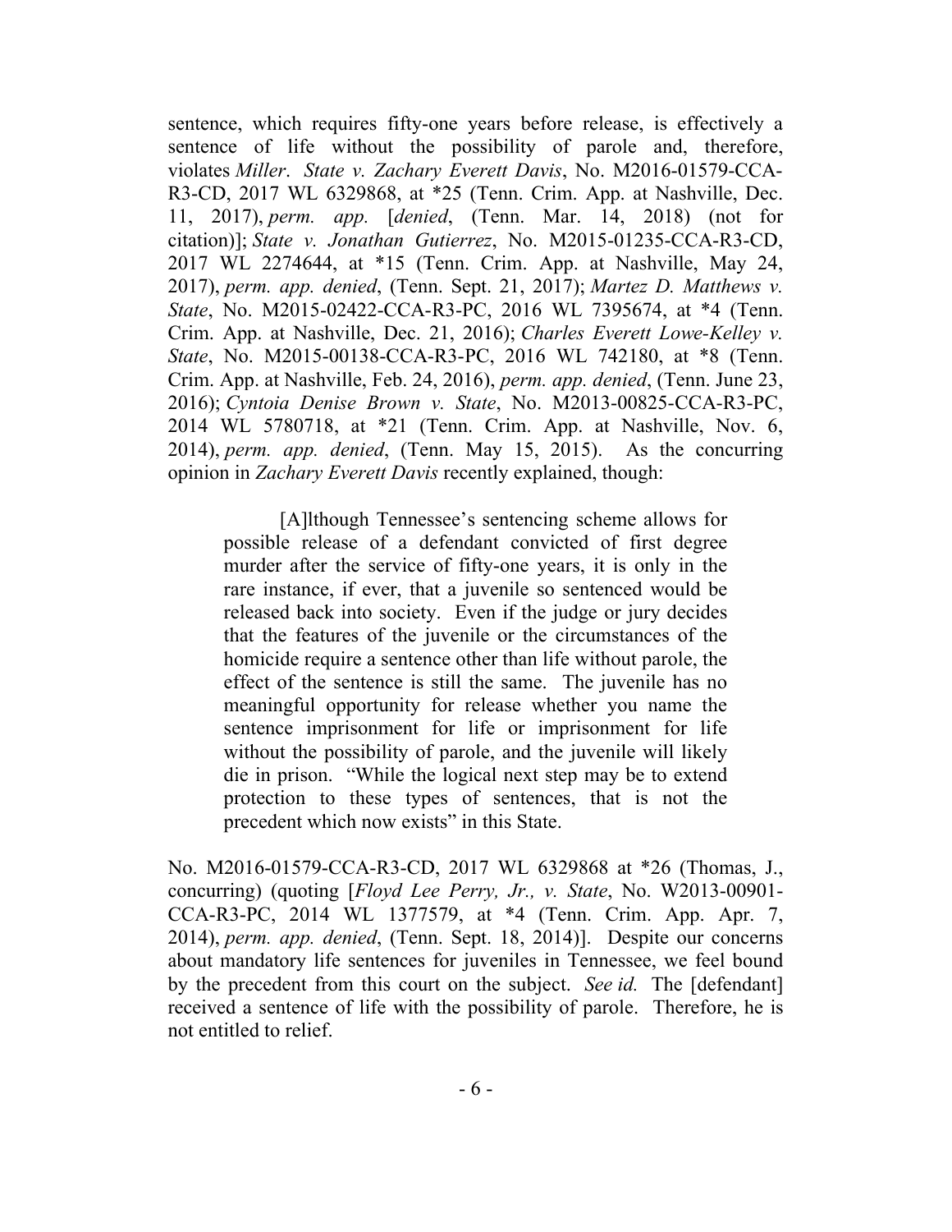sentence, which requires fifty-one years before release, is effectively a sentence of life without the possibility of parole and, therefore, violates *Miller*. *State v. Zachary Everett Davis*, No. M2016-01579-CCA-R3-CD, 2017 WL 6329868, at *25 (Tenn. Crim. App. at Nashville, Dec. 11, 2017), *perm. app.* [*denied*, (Tenn. Mar. 14, 2018) (not for citation)]; *State v. Jonathan Gutierrez*, No. M2015-01235-CCA-R3-CD, 2017 WL 2274644, at *15 (Tenn. Crim. App. at Nashville, May 24, 2017), *perm. app. denied*, (Tenn. Sept. 21, 2017); *Martez D. Matthews v. State*, No. M2015-02422-CCA-R3-PC, 2016 WL 7395674, at *4 (Tenn. Crim. App. at Nashville, Dec. 21, 2016); *Charles Everett Lowe-Kelley v. State*, No. M2015-00138-CCA-R3-PC, 2016 WL 742180, at *8 (Tenn. Crim. App. at Nashville, Feb. 24, 2016), *perm. app. denied*, (Tenn. June 23, 2016); *Cyntoia Denise Brown v. State*, No. M2013-00825-CCA-R3-PC, 2014 WL 5780718, at *21 (Tenn. Crim. App. at Nashville, Nov. 6, 2014), *perm. app. denied*, (Tenn. May 15, 2015). As the concurring opinion in *Zachary Everett Davis* recently explained, though:

> [A]lthough Tennessee's sentencing scheme allows for possible release of a defendant convicted of first degree murder after the service of fifty-one years, it is only in the rare instance, if ever, that a juvenile so sentenced would be released back into society. Even if the judge or jury decides that the features of the juvenile or the circumstances of the homicide require a sentence other than life without parole, the effect of the sentence is still the same. The juvenile has no meaningful opportunity for release whether you name the sentence imprisonment for life or imprisonment for life without the possibility of parole, and the juvenile will likely die in prison. "While the logical next step may be to extend protection to these types of sentences, that is not the precedent which now exists" in this State.

No. M2016-01579-CCA-R3-CD, 2017 WL 6329868 at *26 (Thomas, J., concurring) (quoting [*Floyd Lee Perry, Jr., v. State*, No. W2013-00901-CCA-R3-PC, 2014 WL 1377579, at *4 (Tenn. Crim. App. Apr. 7, 2014), *perm. app. denied*, (Tenn. Sept. 18, 2014)]. Despite our concerns about mandatory life sentences for juveniles in Tennessee, we feel bound by the precedent from this court on the subject. *See id.* The [defendant] received a sentence of life with the possibility of parole. Therefore, he is not entitled to relief.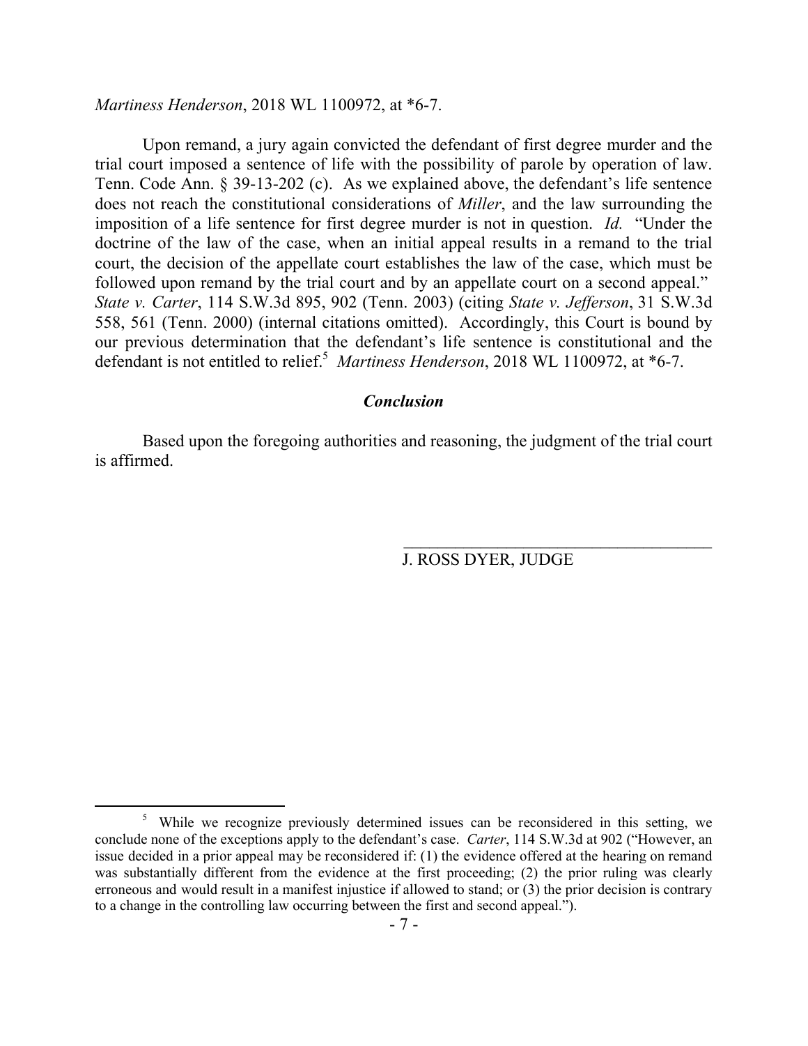*Martiness Henderson*, 2018 WL 1100972, at *6-7.

Upon remand, a jury again convicted the defendant of first degree murder and the trial court imposed a sentence of life with the possibility of parole by operation of law. Tenn. Code Ann. § 39-13-202 (c). As we explained above, the defendant's life sentence does not reach the constitutional considerations of *Miller*, and the law surrounding the imposition of a life sentence for first degree murder is not in question. *Id.* "Under the doctrine of the law of the case, when an initial appeal results in a remand to the trial court, the decision of the appellate court establishes the law of the case, which must be followed upon remand by the trial court and by an appellate court on a second appeal." *State v. Carter*, 114 S.W.3d 895, 902 (Tenn. 2003) (citing *State v. Jefferson*, 31 S.W.3d 558, 561 (Tenn. 2000) (internal citations omitted). Accordingly, this Court is bound by our previous determination that the defendant's life sentence is constitutional and the defendant is not entitled to relief.[5] *Martiness Henderson*, 2018 WL 1100972, at *6-7.

### *Conclusion*

Based upon the foregoing authorities and reasoning, the judgment of the trial court is affirmed.

J. ROSS DYER, JUDGE

---

[5] While we recognize previously determined issues can be reconsidered in this setting, we conclude none of the exceptions apply to the defendant's case. *Carter*, 114 S.W.3d at 902 ("However, an issue decided in a prior appeal may be reconsidered if: (1) the evidence offered at the hearing on remand was substantially different from the evidence at the first proceeding; (2) the prior ruling was clearly erroneous and would result in a manifest injustice if allowed to stand; or (3) the prior decision is contrary to a change in the controlling law occurring between the first and second appeal.").